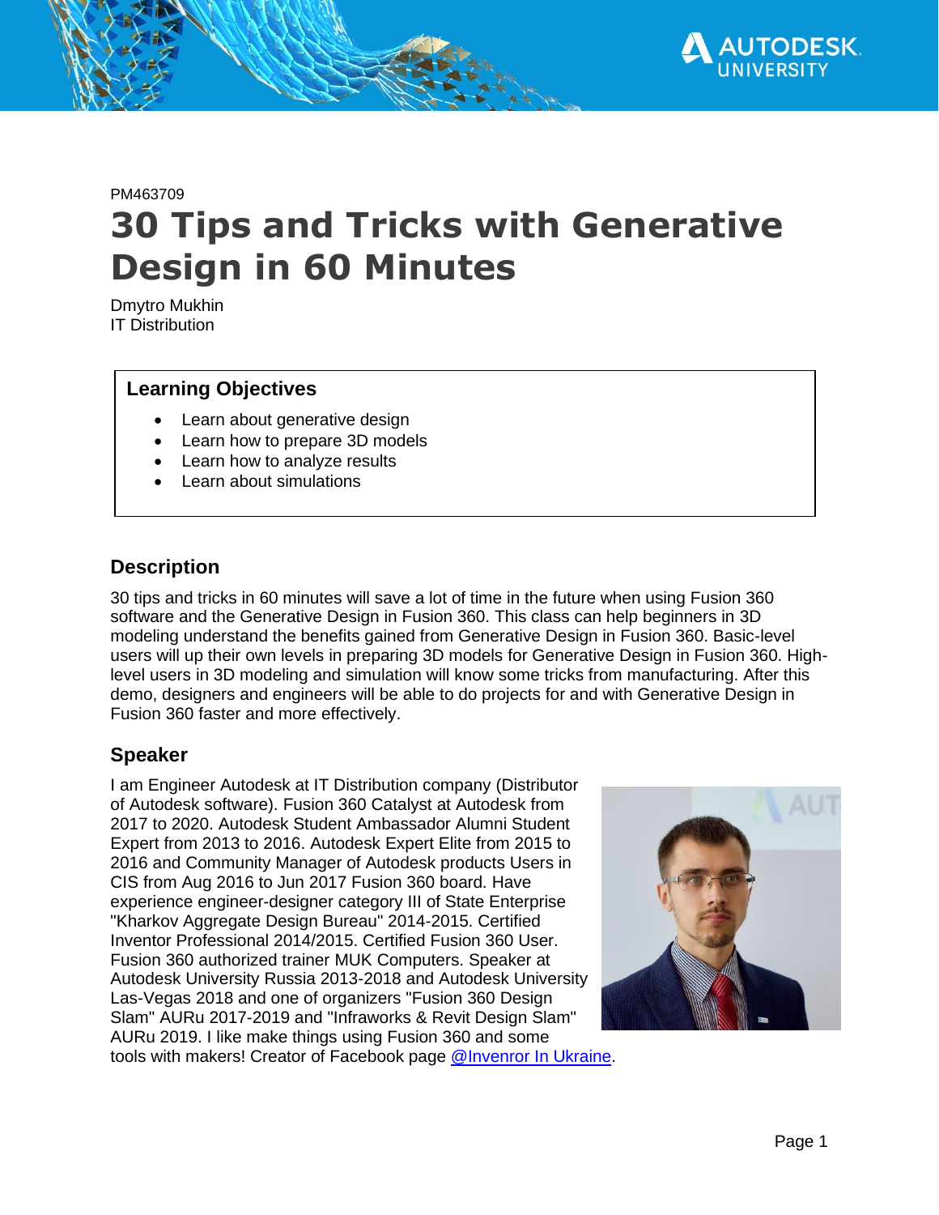PM463709

# 30 Tips and Tricks with Generative Design in 60 Minutes

Dmytro Mukhin
IT Distribution

## Learning Objectives

- Learn about generative design
- Learn how to prepare 3D models
- Learn how to analyze results
- Learn about simulations

## Description

30 tips and tricks in 60 minutes will save a lot of time in the future when using Fusion 360 software and the Generative Design in Fusion 360. This class can help beginners in 3D modeling understand the benefits gained from Generative Design in Fusion 360. Basic-level users will up their own levels in preparing 3D models for Generative Design in Fusion 360. High-level users in 3D modeling and simulation will know some tricks from manufacturing. After this demo, designers and engineers will be able to do projects for and with Generative Design in Fusion 360 faster and more effectively.

## Speaker

I am Engineer Autodesk at IT Distribution company (Distributor of Autodesk software). Fusion 360 Catalyst at Autodesk from 2017 to 2020. Autodesk Student Ambassador Alumni Student Expert from 2013 to 2016. Autodesk Expert Elite from 2015 to 2016 and Community Manager of Autodesk products Users in CIS from Aug 2016 to Jun 2017 Fusion 360 board. Have experience engineer-designer category III of State Enterprise "Kharkov Aggregate Design Bureau" 2014-2015. Certified Inventor Professional 2014/2015. Certified Fusion 360 User. Fusion 360 authorized trainer MUK Computers. Speaker at Autodesk University Russia 2013-2018 and Autodesk University Las-Vegas 2018 and one of organizers "Fusion 360 Design Slam" AURu 2017-2019 and "Infraworks & Revit Design Slam" AURu 2019. I like make things using Fusion 360 and some tools with makers! Creator of Facebook page @Invenror In Ukraine.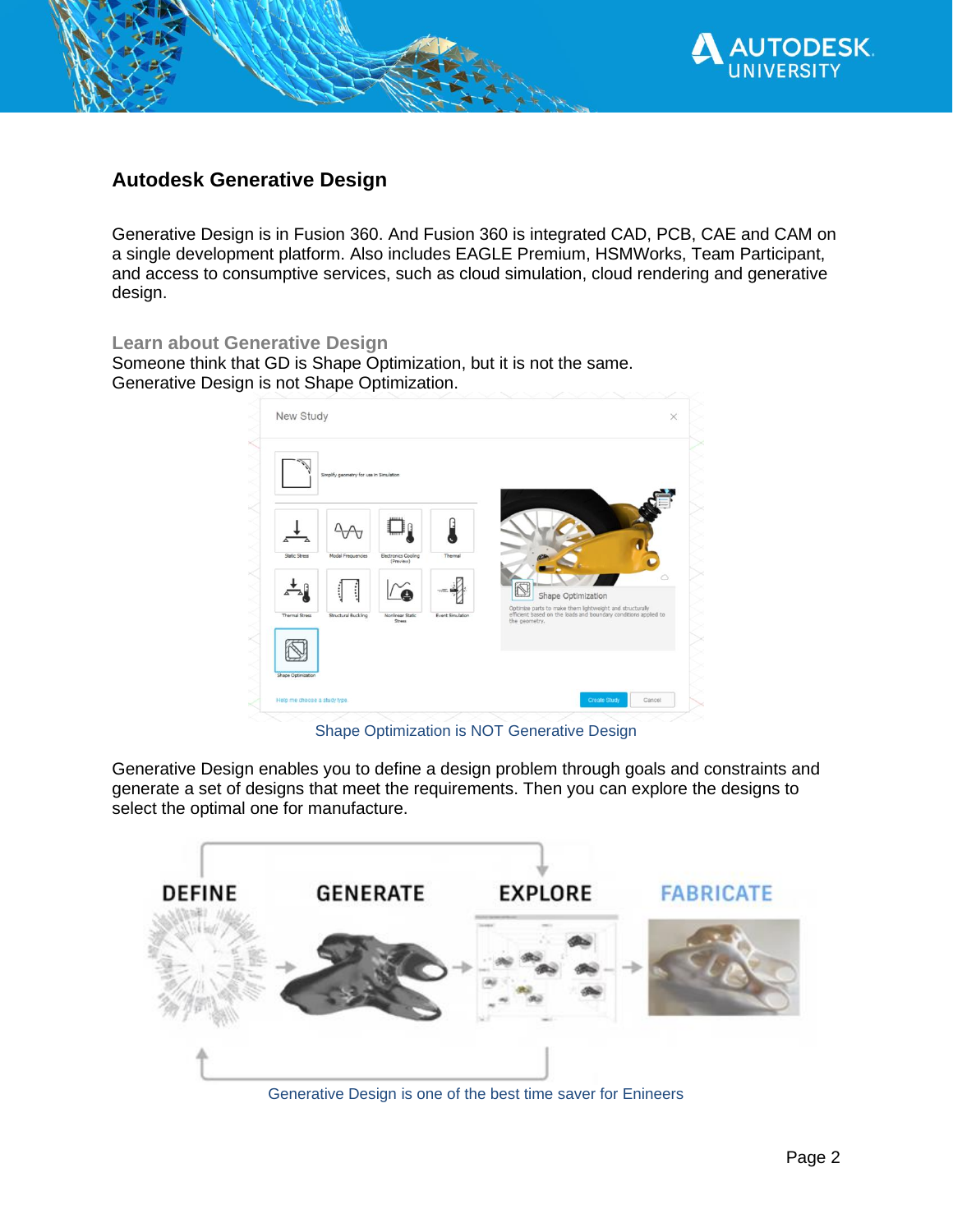## Autodesk Generative Design

Generative Design is in Fusion 360. And Fusion 360 is integrated CAD, PCB, CAE and CAM on a single development platform. Also includes EAGLE Premium, HSMWorks, Team Participant, and access to consumptive services, such as cloud simulation, cloud rendering and generative design.

### Learn about Generative Design

Someone think that GD is Shape Optimization, but it is not the same.
Generative Design is not Shape Optimization.

Shape Optimization is NOT Generative Design

Generative Design enables you to define a design problem through goals and constraints and generate a set of designs that meet the requirements. Then you can explore the designs to select the optimal one for manufacture.

Generative Design is one of the best time saver for Enineers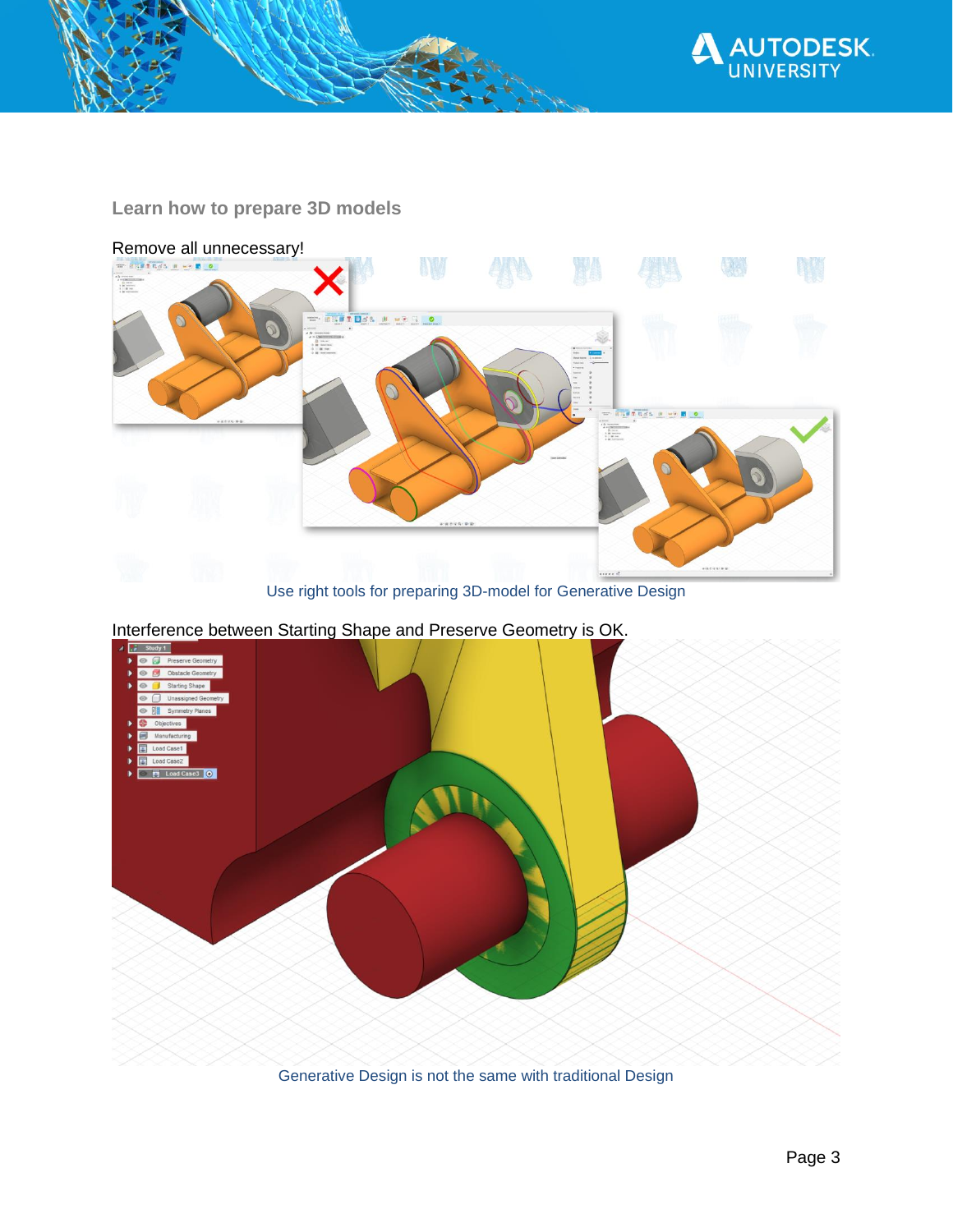## Learn how to prepare 3D models

Remove all unnecessary!

Use right tools for preparing 3D-model for Generative Design

Interference between Starting Shape and Preserve Geometry is OK.

Generative Design is not the same with traditional Design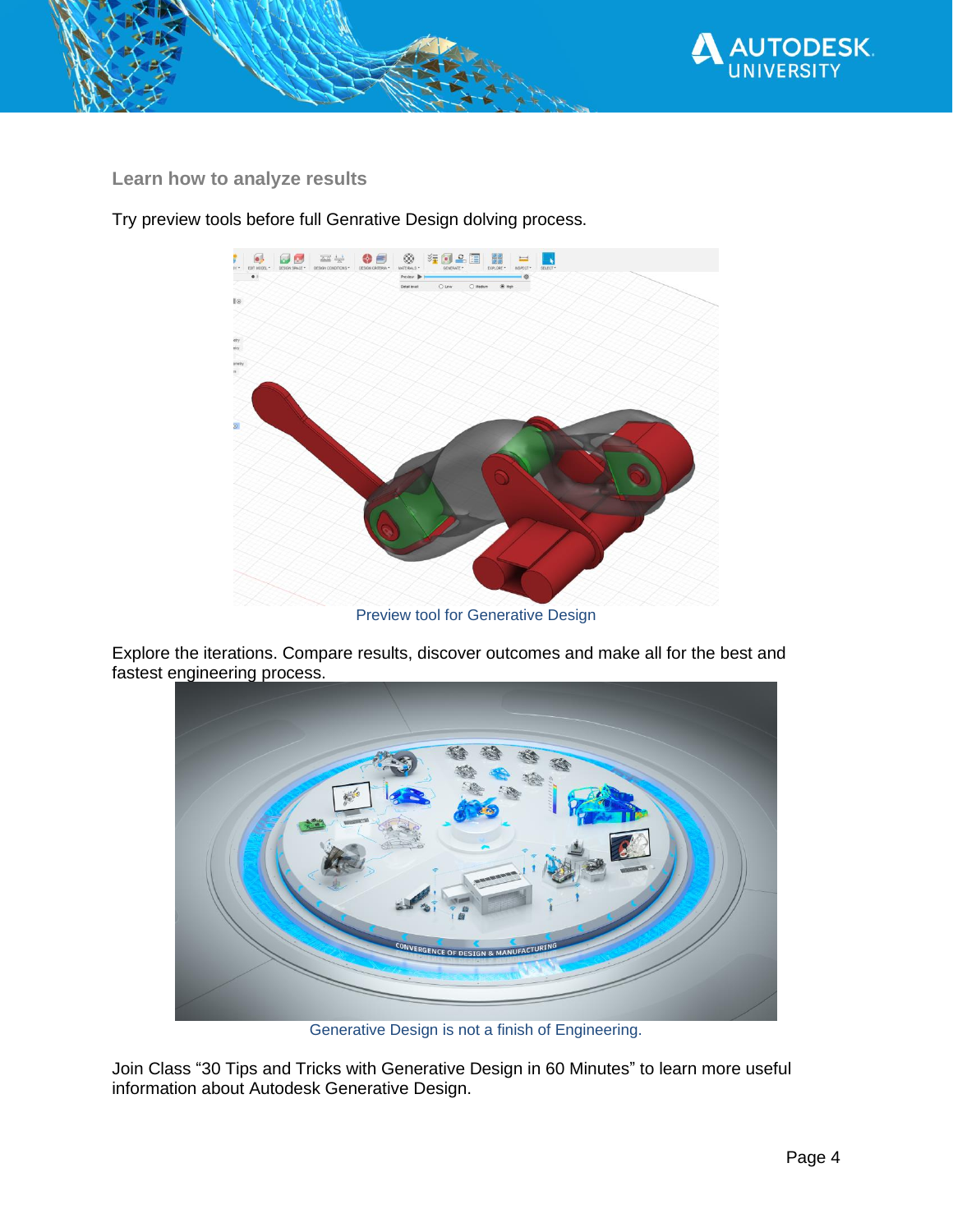### Learn how to analyze results

Try preview tools before full Genrative Design dolving process.

Preview tool for Generative Design

Explore the iterations. Compare results, discover outcomes and make all for the best and fastest engineering process.

Generative Design is not a finish of Engineering.

Join Class “30 Tips and Tricks with Generative Design in 60 Minutes” to learn more useful information about Autodesk Generative Design.